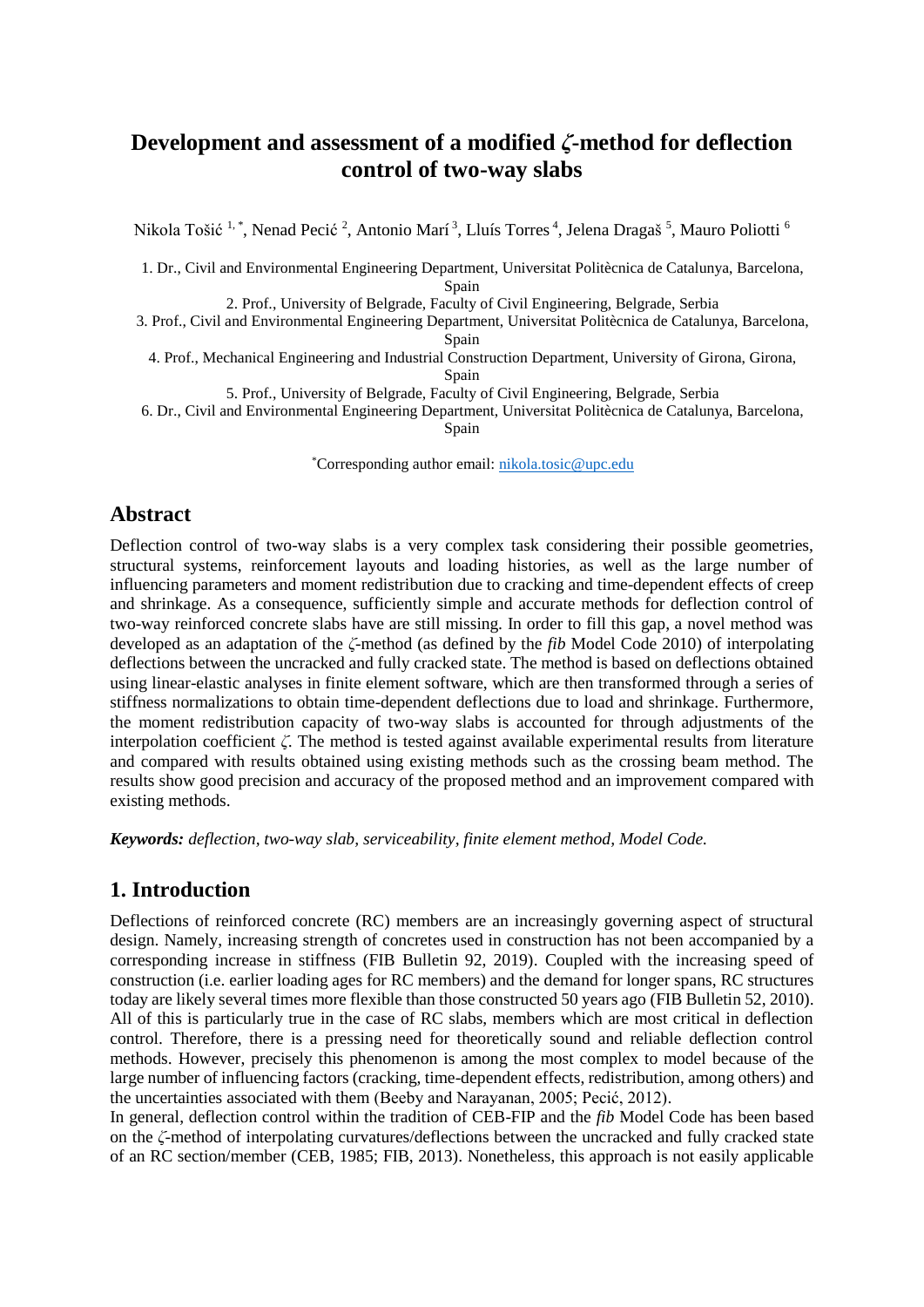# Development and assessment of a modified ζ-method for deflection control of two-way slabs

Nikola Tošić [1,*], Nenad Pecić [2], Antonio Marí [3], Lluís Torres [4], Jelena Dragaš [5], Mauro Poliotti [6]

1. Dr., Civil and Environmental Engineering Department, Universitat Politècnica de Catalunya, Barcelona, Spain
2. Prof., University of Belgrade, Faculty of Civil Engineering, Belgrade, Serbia
3. Prof., Civil and Environmental Engineering Department, Universitat Politècnica de Catalunya, Barcelona, Spain
4. Prof., Mechanical Engineering and Industrial Construction Department, University of Girona, Girona, Spain
5. Prof., University of Belgrade, Faculty of Civil Engineering, Belgrade, Serbia
6. Dr., Civil and Environmental Engineering Department, Universitat Politècnica de Catalunya, Barcelona, Spain

[*]Corresponding author email: nikola.tosic@upc.edu

## Abstract

Deflection control of two-way slabs is a very complex task considering their possible geometries, structural systems, reinforcement layouts and loading histories, as well as the large number of influencing parameters and moment redistribution due to cracking and time-dependent effects of creep and shrinkage. As a consequence, sufficiently simple and accurate methods for deflection control of two-way reinforced concrete slabs have are still missing. In order to fill this gap, a novel method was developed as an adaptation of the *ζ*-method (as defined by the *fib* Model Code 2010) of interpolating deflections between the uncracked and fully cracked state. The method is based on deflections obtained using linear-elastic analyses in finite element software, which are then transformed through a series of stiffness normalizations to obtain time-dependent deflections due to load and shrinkage. Furthermore, the moment redistribution capacity of two-way slabs is accounted for through adjustments of the interpolation coefficient *ζ*. The method is tested against available experimental results from literature and compared with results obtained using existing methods such as the crossing beam method. The results show good precision and accuracy of the proposed method and an improvement compared with existing methods.

***Keywords:*** *deflection, two-way slab, serviceability, finite element method, Model Code.*

## 1. Introduction

Deflections of reinforced concrete (RC) members are an increasingly governing aspect of structural design. Namely, increasing strength of concretes used in construction has not been accompanied by a corresponding increase in stiffness (FIB Bulletin 92, 2019). Coupled with the increasing speed of construction (i.e. earlier loading ages for RC members) and the demand for longer spans, RC structures today are likely several times more flexible than those constructed 50 years ago (FIB Bulletin 52, 2010). All of this is particularly true in the case of RC slabs, members which are most critical in deflection control. Therefore, there is a pressing need for theoretically sound and reliable deflection control methods. However, precisely this phenomenon is among the most complex to model because of the large number of influencing factors (cracking, time-dependent effects, redistribution, among others) and the uncertainties associated with them (Beeby and Narayanan, 2005; Pecić, 2012).

In general, deflection control within the tradition of CEB-FIP and the *fib* Model Code has been based on the *ζ*-method of interpolating curvatures/deflections between the uncracked and fully cracked state of an RC section/member (CEB, 1985; FIB, 2013). Nonetheless, this approach is not easily applicable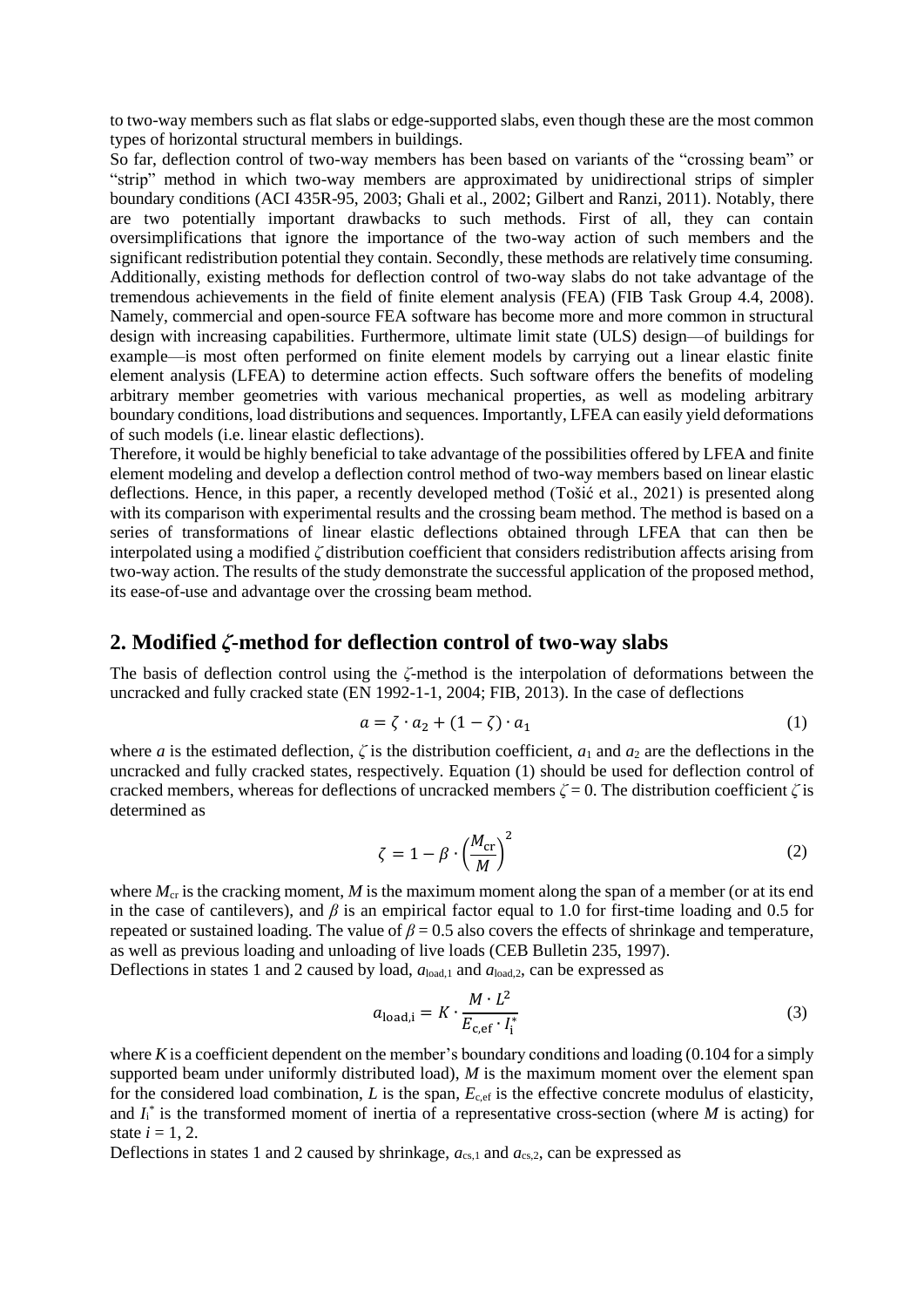to two-way members such as flat slabs or edge-supported slabs, even though these are the most common types of horizontal structural members in buildings.

So far, deflection control of two-way members has been based on variants of the "crossing beam" or "strip" method in which two-way members are approximated by unidirectional strips of simpler boundary conditions (ACI 435R-95, 2003; Ghali et al., 2002; Gilbert and Ranzi, 2011). Notably, there are two potentially important drawbacks to such methods. First of all, they can contain oversimplifications that ignore the importance of the two-way action of such members and the significant redistribution potential they contain. Secondly, these methods are relatively time consuming. Additionally, existing methods for deflection control of two-way slabs do not take advantage of the tremendous achievements in the field of finite element analysis (FEA) (FIB Task Group 4.4, 2008). Namely, commercial and open-source FEA software has become more and more common in structural design with increasing capabilities. Furthermore, ultimate limit state (ULS) design—of buildings for example—is most often performed on finite element models by carrying out a linear elastic finite element analysis (LFEA) to determine action effects. Such software offers the benefits of modeling arbitrary member geometries with various mechanical properties, as well as modeling arbitrary boundary conditions, load distributions and sequences. Importantly, LFEA can easily yield deformations of such models (i.e. linear elastic deflections).

Therefore, it would be highly beneficial to take advantage of the possibilities offered by LFEA and finite element modeling and develop a deflection control method of two-way members based on linear elastic deflections. Hence, in this paper, a recently developed method (Tošić et al., 2021) is presented along with its comparison with experimental results and the crossing beam method. The method is based on a series of transformations of linear elastic deflections obtained through LFEA that can then be interpolated using a modified $\zeta$ distribution coefficient that considers redistribution affects arising from two-way action. The results of the study demonstrate the successful application of the proposed method, its ease-of-use and advantage over the crossing beam method.

## 2. Modified $\zeta$-method for deflection control of two-way slabs

The basis of deflection control using the $\zeta$-method is the interpolation of deformations between the uncracked and fully cracked state (EN 1992-1-1, 2004; FIB, 2013). In the case of deflections

$$a = \zeta \cdot a_2 + (1 - \zeta) \cdot a_1 \tag{1}$$

where $a$ is the estimated deflection, $\zeta$ is the distribution coefficient, $a_1$ and $a_2$ are the deflections in the uncracked and fully cracked states, respectively. Equation (1) should be used for deflection control of cracked members, whereas for deflections of uncracked members $\zeta = 0$. The distribution coefficient $\zeta$ is determined as

$$\zeta = 1 - \beta \cdot \left(\frac{M_{\mathrm{cr}}}{M}\right)^2 \tag{2}$$

where $M_{\mathrm{cr}}$ is the cracking moment, $M$ is the maximum moment along the span of a member (or at its end in the case of cantilevers), and $\beta$ is an empirical factor equal to 1.0 for first-time loading and 0.5 for repeated or sustained loading. The value of $\beta = 0.5$ also covers the effects of shrinkage and temperature, as well as previous loading and unloading of live loads (CEB Bulletin 235, 1997).

Deflections in states 1 and 2 caused by load, $a_{\mathrm{load,1}}$ and $a_{\mathrm{load,2}}$, can be expressed as

$$a_{\mathrm{load,i}} = K \cdot \frac{M \cdot L^2}{E_{\mathrm{c,ef}} \cdot I_{\mathrm{i}}^*} \tag{3}$$

where $K$ is a coefficient dependent on the member's boundary conditions and loading (0.104 for a simply supported beam under uniformly distributed load), $M$ is the maximum moment over the element span for the considered load combination, $L$ is the span, $E_{\mathrm{c,ef}}$ is the effective concrete modulus of elasticity, and $I_{\mathrm{i}}^*$ is the transformed moment of inertia of a representative cross-section (where $M$ is acting) for state $i = 1, 2$.

Deflections in states 1 and 2 caused by shrinkage, $a_{\mathrm{cs,1}}$ and $a_{\mathrm{cs,2}}$, can be expressed as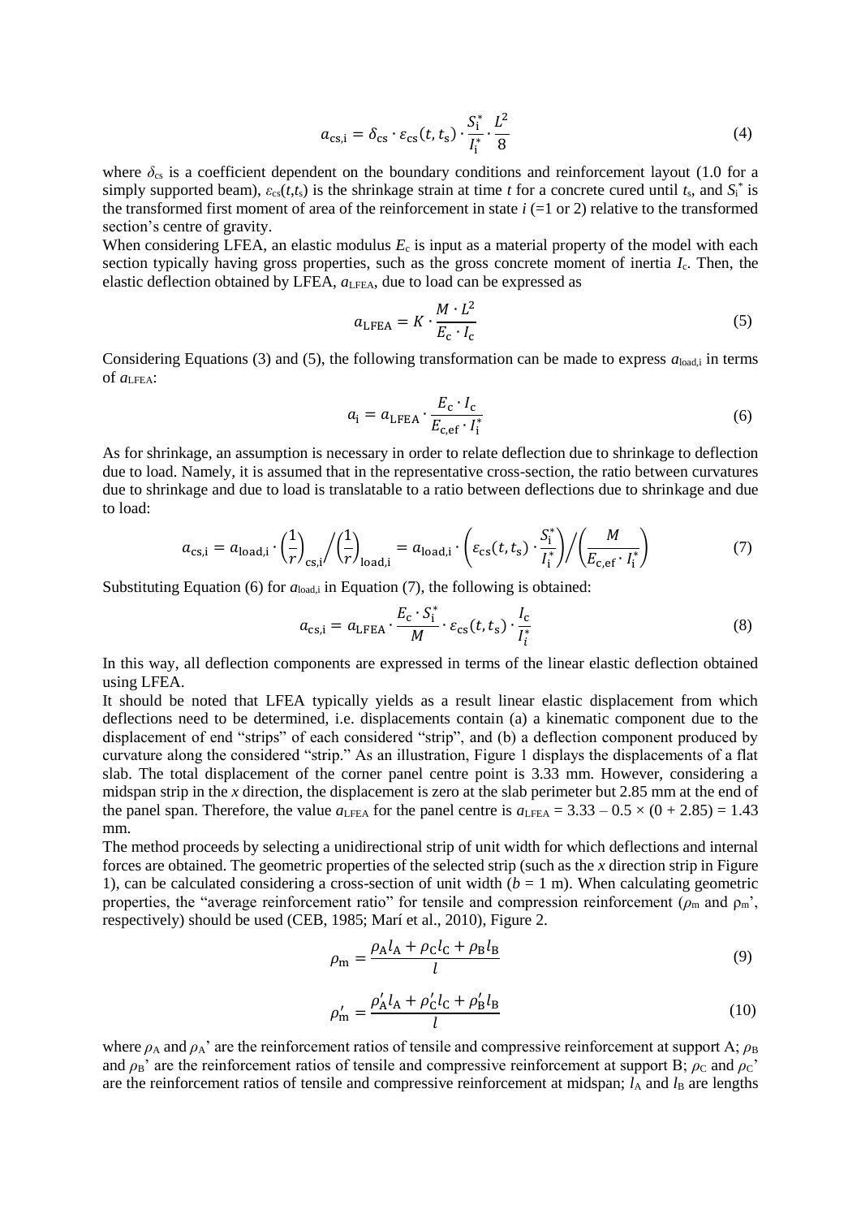$$a_{\mathrm{cs,i}} = \delta_{\mathrm{cs}} \cdot \varepsilon_{\mathrm{cs}}(t, t_{\mathrm{s}}) \cdot \frac{S_{\mathrm{i}}^{*}}{I_{\mathrm{i}}^{*}} \cdot \frac{L^2}{8} \tag{4}$$

where $\delta_{\mathrm{cs}}$ is a coefficient dependent on the boundary conditions and reinforcement layout (1.0 for a simply supported beam), $\varepsilon_{\mathrm{cs}}(t,t_{\mathrm{s}})$ is the shrinkage strain at time $t$ for a concrete cured until $t_{\mathrm{s}}$, and $S_{\mathrm{i}}^{*}$ is the transformed first moment of area of the reinforcement in state $i$ (=1 or 2) relative to the transformed section's centre of gravity.

When considering LFEA, an elastic modulus $E_{\mathrm{c}}$ is input as a material property of the model with each section typically having gross properties, such as the gross concrete moment of inertia $I_{\mathrm{c}}$. Then, the elastic deflection obtained by LFEA, $a_{\mathrm{LFEA}}$, due to load can be expressed as

$$a_{\mathrm{LFEA}} = K \cdot \frac{M \cdot L^2}{E_{\mathrm{c}} \cdot I_{\mathrm{c}}} \tag{5}$$

Considering Equations (3) and (5), the following transformation can be made to express $a_{\mathrm{load,i}}$ in terms of $a_{\mathrm{LFEA}}$:

$$a_{\mathrm{i}} = a_{\mathrm{LFEA}} \cdot \frac{E_{\mathrm{c}} \cdot I_{\mathrm{c}}}{E_{\mathrm{c,ef}} \cdot I_{\mathrm{i}}^{*}} \tag{6}$$

As for shrinkage, an assumption is necessary in order to relate deflection due to shrinkage to deflection due to load. Namely, it is assumed that in the representative cross-section, the ratio between curvatures due to shrinkage and due to load is translatable to a ratio between deflections due to shrinkage and due to load:

$$a_{\mathrm{cs,i}} = a_{\mathrm{load,i}} \cdot \left(\frac{1}{r}\right)_{\mathrm{cs,i}} \Big/ \left(\frac{1}{r}\right)_{\mathrm{load,i}} = a_{\mathrm{load,i}} \cdot \left(\varepsilon_{\mathrm{cs}}(t, t_{\mathrm{s}}) \cdot \frac{S_{\mathrm{i}}^{*}}{I_{\mathrm{i}}^{*}}\right) \Big/ \left(\frac{M}{E_{\mathrm{c,ef}} \cdot I_{\mathrm{i}}^{*}}\right) \tag{7}$$

Substituting Equation (6) for $a_{\mathrm{load,i}}$ in Equation (7), the following is obtained:

$$a_{\mathrm{cs,i}} = a_{\mathrm{LFEA}} \cdot \frac{E_{\mathrm{c}} \cdot S_{\mathrm{i}}^{*}}{M} \cdot \varepsilon_{\mathrm{cs}}(t, t_{\mathrm{s}}) \cdot \frac{I_{\mathrm{c}}}{I_{i}^{*}} \tag{8}$$

In this way, all deflection components are expressed in terms of the linear elastic deflection obtained using LFEA.

It should be noted that LFEA typically yields as a result linear elastic displacement from which deflections need to be determined, i.e. displacements contain (a) a kinematic component due to the displacement of end "strips" of each considered "strip", and (b) a deflection component produced by curvature along the considered "strip." As an illustration, Figure 1 displays the displacements of a flat slab. The total displacement of the corner panel centre point is 3.33 mm. However, considering a midspan strip in the $x$ direction, the displacement is zero at the slab perimeter but 2.85 mm at the end of the panel span. Therefore, the value $a_{\mathrm{LFEA}}$ for the panel centre is $a_{\mathrm{LFEA}} = 3.33 - 0.5 \times (0 + 2.85) = 1.43$ mm.

The method proceeds by selecting a unidirectional strip of unit width for which deflections and internal forces are obtained. The geometric properties of the selected strip (such as the $x$ direction strip in Figure 1), can be calculated considering a cross-section of unit width ($b$ = 1 m). When calculating geometric properties, the "average reinforcement ratio" for tensile and compression reinforcement ($\rho_{\mathrm{m}}$ and $\rho_{\mathrm{m}}'$, respectively) should be used (CEB, 1985; Marí et al., 2010), Figure 2.

$$\rho_{\mathrm{m}} = \frac{\rho_{\mathrm{A}} l_{\mathrm{A}} + \rho_{\mathrm{C}} l_{\mathrm{C}} + \rho_{\mathrm{B}} l_{\mathrm{B}}}{l} \tag{9}$$

$$\rho_{\mathrm{m}}' = \frac{\rho_{\mathrm{A}}' l_{\mathrm{A}} + \rho_{\mathrm{C}}' l_{\mathrm{C}} + \rho_{\mathrm{B}}' l_{\mathrm{B}}}{l} \tag{10}$$

where $\rho_{\mathrm{A}}$ and $\rho_{\mathrm{A}}'$ are the reinforcement ratios of tensile and compressive reinforcement at support A; $\rho_{\mathrm{B}}$ and $\rho_{\mathrm{B}}'$ are the reinforcement ratios of tensile and compressive reinforcement at support B; $\rho_{\mathrm{C}}$ and $\rho_{\mathrm{C}}'$ are the reinforcement ratios of tensile and compressive reinforcement at midspan; $l_{\mathrm{A}}$ and $l_{\mathrm{B}}$ are lengths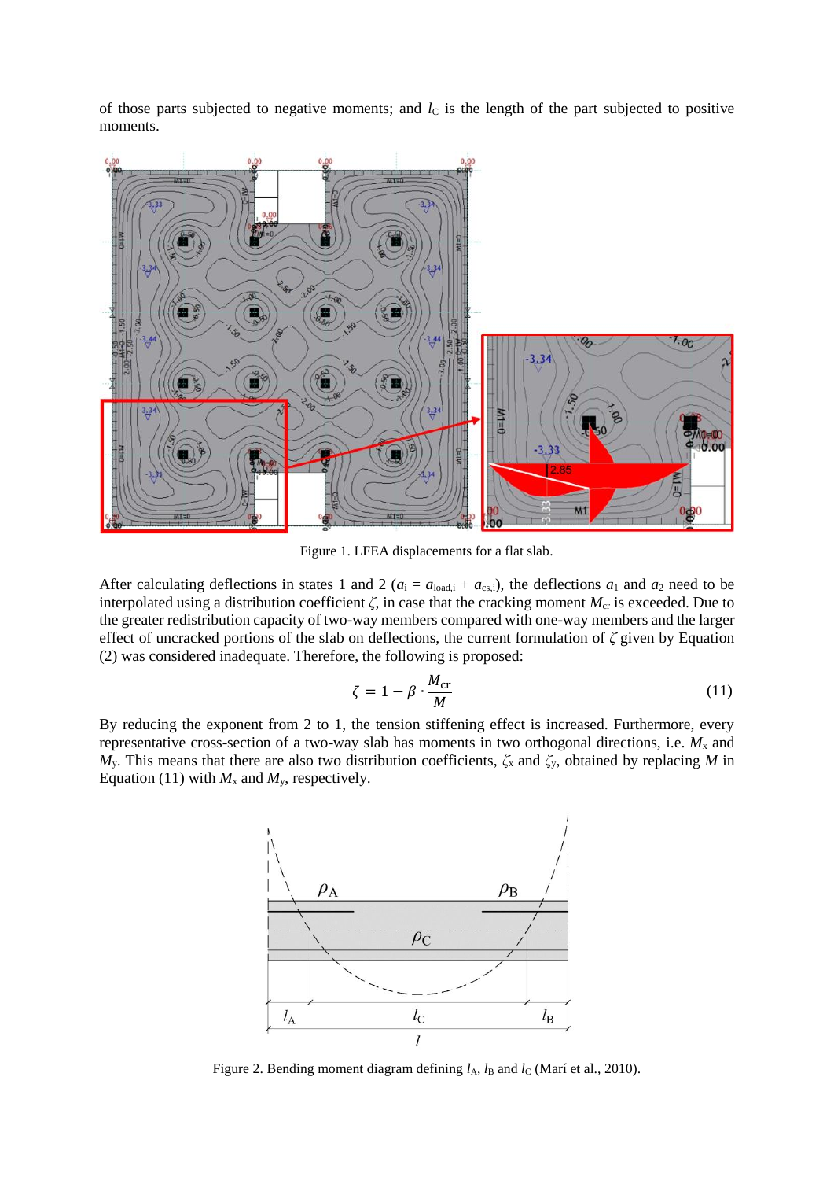of those parts subjected to negative moments; and $l_C$ is the length of the part subjected to positive moments.

Figure 1. LFEA displacements for a flat slab.

After calculating deflections in states 1 and 2 ($a_i = a_{load,i} + a_{cs,i}$), the deflections $a_1$ and $a_2$ need to be interpolated using a distribution coefficient $\zeta$, in case that the cracking moment $M_{cr}$ is exceeded. Due to the greater redistribution capacity of two-way members compared with one-way members and the larger effect of uncracked portions of the slab on deflections, the current formulation of $\zeta$ given by Equation (2) was considered inadequate. Therefore, the following is proposed:

$$\zeta = 1 - \beta \cdot \frac{M_{cr}}{M} \tag{11}$$

By reducing the exponent from 2 to 1, the tension stiffening effect is increased. Furthermore, every representative cross-section of a two-way slab has moments in two orthogonal directions, i.e. $M_x$ and $M_y$. This means that there are also two distribution coefficients, $\zeta_x$ and $\zeta_y$, obtained by replacing $M$ in Equation (11) with $M_x$ and $M_y$, respectively.

Figure 2. Bending moment diagram defining $l_A$, $l_B$ and $l_C$ (Marí et al., 2010).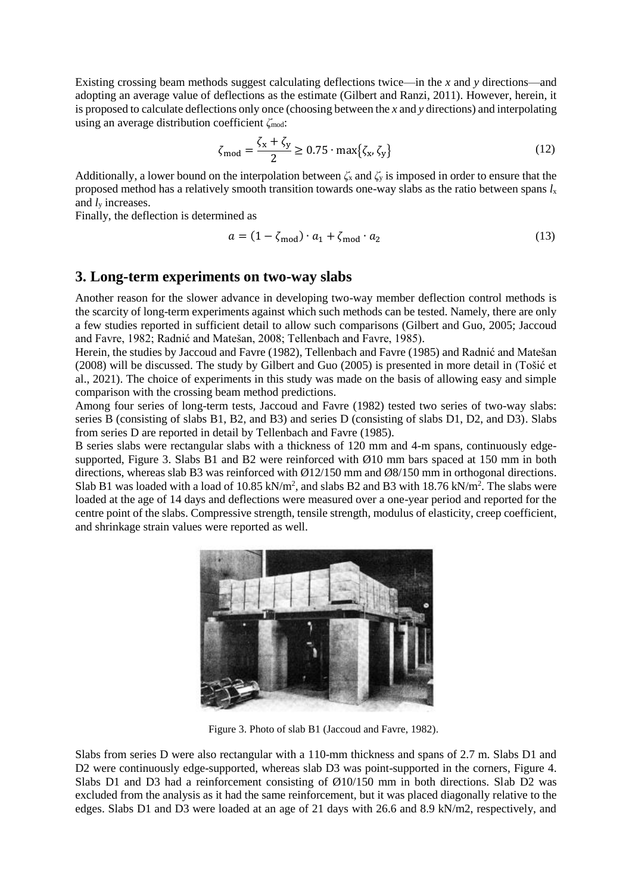Existing crossing beam methods suggest calculating deflections twice—in the $x$ and $y$ directions—and adopting an average value of deflections as the estimate (Gilbert and Ranzi, 2011). However, herein, it is proposed to calculate deflections only once (choosing between the $x$ and $y$ directions) and interpolating using an average distribution coefficient $\zeta_{mod}$:

$$\zeta_{\mathrm{mod}} = \frac{\zeta_{\mathrm{x}} + \zeta_{\mathrm{y}}}{2} \geq 0.75 \cdot \max\{\zeta_{\mathrm{x}}, \zeta_{\mathrm{y}}\} \tag{12}$$

Additionally, a lower bound on the interpolation between $\zeta_x$ and $\zeta_y$ is imposed in order to ensure that the proposed method has a relatively smooth transition towards one-way slabs as the ratio between spans $l_x$ and $l_y$ increases.

Finally, the deflection is determined as

$$a = (1 - \zeta_{\mathrm{mod}}) \cdot a_1 + \zeta_{\mathrm{mod}} \cdot a_2 \tag{13}$$

## 3. Long-term experiments on two-way slabs

Another reason for the slower advance in developing two-way member deflection control methods is the scarcity of long-term experiments against which such methods can be tested. Namely, there are only a few studies reported in sufficient detail to allow such comparisons (Gilbert and Guo, 2005; Jaccoud and Favre, 1982; Radnić and Matešan, 2008; Tellenbach and Favre, 1985).

Herein, the studies by Jaccoud and Favre (1982), Tellenbach and Favre (1985) and Radnić and Matešan (2008) will be discussed. The study by Gilbert and Guo (2005) is presented in more detail in (Tošić et al., 2021). The choice of experiments in this study was made on the basis of allowing easy and simple comparison with the crossing beam method predictions.

Among four series of long-term tests, Jaccoud and Favre (1982) tested two series of two-way slabs: series B (consisting of slabs B1, B2, and B3) and series D (consisting of slabs D1, D2, and D3). Slabs from series D are reported in detail by Tellenbach and Favre (1985).

B series slabs were rectangular slabs with a thickness of 120 mm and 4-m spans, continuously edge-supported, Figure 3. Slabs B1 and B2 were reinforced with Ø10 mm bars spaced at 150 mm in both directions, whereas slab B3 was reinforced with Ø12/150 mm and Ø8/150 mm in orthogonal directions. Slab B1 was loaded with a load of 10.85 kN/m$^2$, and slabs B2 and B3 with 18.76 kN/m$^2$. The slabs were loaded at the age of 14 days and deflections were measured over a one-year period and reported for the centre point of the slabs. Compressive strength, tensile strength, modulus of elasticity, creep coefficient, and shrinkage strain values were reported as well.

Figure 3. Photo of slab B1 (Jaccoud and Favre, 1982).

Slabs from series D were also rectangular with a 110-mm thickness and spans of 2.7 m. Slabs D1 and D2 were continuously edge-supported, whereas slab D3 was point-supported in the corners, Figure 4. Slabs D1 and D3 had a reinforcement consisting of Ø10/150 mm in both directions. Slab D2 was excluded from the analysis as it had the same reinforcement, but it was placed diagonally relative to the edges. Slabs D1 and D3 were loaded at an age of 21 days with 26.6 and 8.9 kN/m2, respectively, and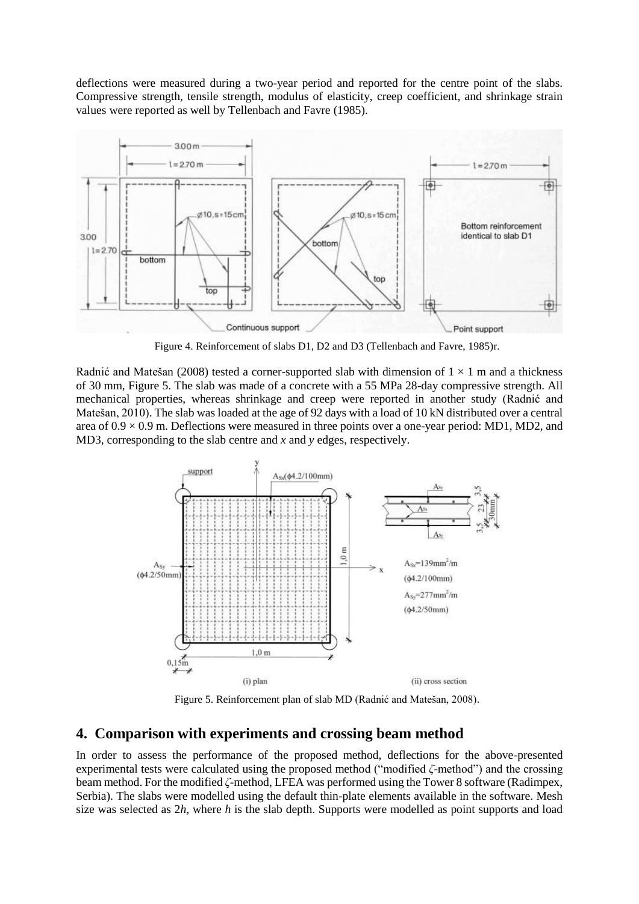deflections were measured during a two-year period and reported for the centre point of the slabs. Compressive strength, tensile strength, modulus of elasticity, creep coefficient, and shrinkage strain values were reported as well by Tellenbach and Favre (1985).

Figure 4. Reinforcement of slabs D1, D2 and D3 (Tellenbach and Favre, 1985)r.

Radnić and Matešan (2008) tested a corner-supported slab with dimension of $1 \times 1$ m and a thickness of 30 mm, Figure 5. The slab was made of a concrete with a 55 MPa 28-day compressive strength. All mechanical properties, whereas shrinkage and creep were reported in another study (Radnić and Matešan, 2010). The slab was loaded at the age of 92 days with a load of 10 kN distributed over a central area of $0.9 \times 0.9$ m. Deflections were measured in three points over a one-year period: MD1, MD2, and MD3, corresponding to the slab centre and *x* and *y* edges, respectively.

Figure 5. Reinforcement plan of slab MD (Radnić and Matešan, 2008).

## 4. Comparison with experiments and crossing beam method

In order to assess the performance of the proposed method, deflections for the above-presented experimental tests were calculated using the proposed method ("modified $\zeta$-method") and the crossing beam method. For the modified $\zeta$-method, LFEA was performed using the Tower 8 software (Radimpex, Serbia). The slabs were modelled using the default thin-plate elements available in the software. Mesh size was selected as $2h$, where $h$ is the slab depth. Supports were modelled as point supports and load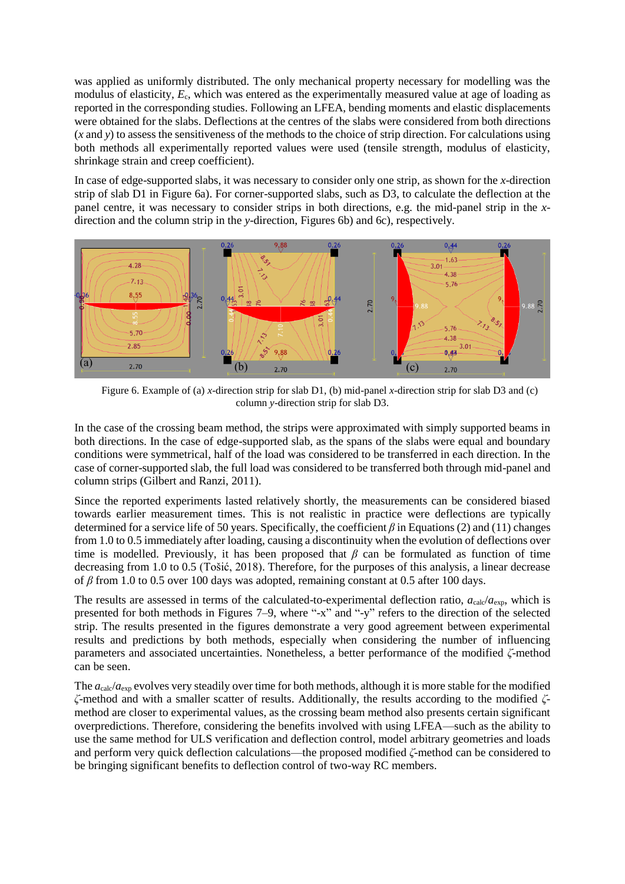was applied as uniformly distributed. The only mechanical property necessary for modelling was the modulus of elasticity, $E_c$, which was entered as the experimentally measured value at age of loading as reported in the corresponding studies. Following an LFEA, bending moments and elastic displacements were obtained for the slabs. Deflections at the centres of the slabs were considered from both directions ($x$ and $y$) to assess the sensitiveness of the methods to the choice of strip direction. For calculations using both methods all experimentally reported values were used (tensile strength, modulus of elasticity, shrinkage strain and creep coefficient).

In case of edge-supported slabs, it was necessary to consider only one strip, as shown for the $x$-direction strip of slab D1 in Figure 6a). For corner-supported slabs, such as D3, to calculate the deflection at the panel centre, it was necessary to consider strips in both directions, e.g. the mid-panel strip in the $x$-direction and the column strip in the $y$-direction, Figures 6b) and 6c), respectively.

Figure 6. Example of (a) $x$-direction strip for slab D1, (b) mid-panel $x$-direction strip for slab D3 and (c) column $y$-direction strip for slab D3.

In the case of the crossing beam method, the strips were approximated with simply supported beams in both directions. In the case of edge-supported slab, as the spans of the slabs were equal and boundary conditions were symmetrical, half of the load was considered to be transferred in each direction. In the case of corner-supported slab, the full load was considered to be transferred both through mid-panel and column strips (Gilbert and Ranzi, 2011).

Since the reported experiments lasted relatively shortly, the measurements can be considered biased towards earlier measurement times. This is not realistic in practice were deflections are typically determined for a service life of 50 years. Specifically, the coefficient $\beta$ in Equations (2) and (11) changes from 1.0 to 0.5 immediately after loading, causing a discontinuity when the evolution of deflections over time is modelled. Previously, it has been proposed that $\beta$ can be formulated as function of time decreasing from 1.0 to 0.5 (Tošić, 2018). Therefore, for the purposes of this analysis, a linear decrease of $\beta$ from 1.0 to 0.5 over 100 days was adopted, remaining constant at 0.5 after 100 days.

The results are assessed in terms of the calculated-to-experimental deflection ratio, $a_{calc}/a_{exp}$, which is presented for both methods in Figures 7–9, where "-x" and "-y" refers to the direction of the selected strip. The results presented in the figures demonstrate a very good agreement between experimental results and predictions by both methods, especially when considering the number of influencing parameters and associated uncertainties. Nonetheless, a better performance of the modified $\zeta$-method can be seen.

The $a_{calc}/a_{exp}$ evolves very steadily over time for both methods, although it is more stable for the modified $\zeta$-method and with a smaller scatter of results. Additionally, the results according to the modified $\zeta$-method are closer to experimental values, as the crossing beam method also presents certain significant overpredictions. Therefore, considering the benefits involved with using LFEA—such as the ability to use the same method for ULS verification and deflection control, model arbitrary geometries and loads and perform very quick deflection calculations—the proposed modified $\zeta$-method can be considered to be bringing significant benefits to deflection control of two-way RC members.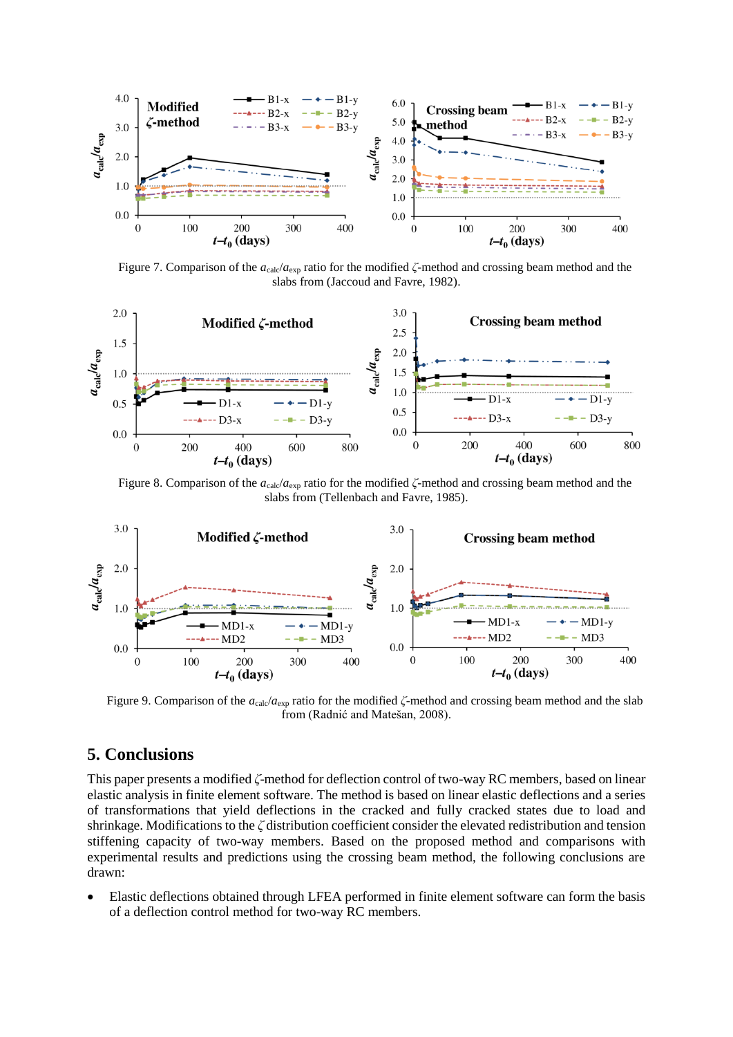Figure 7. Comparison of the $a_{calc}/a_{exp}$ ratio for the modified $\zeta$-method and crossing beam method and the slabs from (Jaccoud and Favre, 1982).

Figure 8. Comparison of the $a_{calc}/a_{exp}$ ratio for the modified $\zeta$-method and crossing beam method and the slabs from (Tellenbach and Favre, 1985).

Figure 9. Comparison of the $a_{calc}/a_{exp}$ ratio for the modified $\zeta$-method and crossing beam method and the slab from (Radnić and Matešan, 2008).

## 5. Conclusions

This paper presents a modified $\zeta$-method for deflection control of two-way RC members, based on linear elastic analysis in finite element software. The method is based on linear elastic deflections and a series of transformations that yield deflections in the cracked and fully cracked states due to load and shrinkage. Modifications to the $\zeta$ distribution coefficient consider the elevated redistribution and tension stiffening capacity of two-way members. Based on the proposed method and comparisons with experimental results and predictions using the crossing beam method, the following conclusions are drawn:

- Elastic deflections obtained through LFEA performed in finite element software can form the basis of a deflection control method for two-way RC members.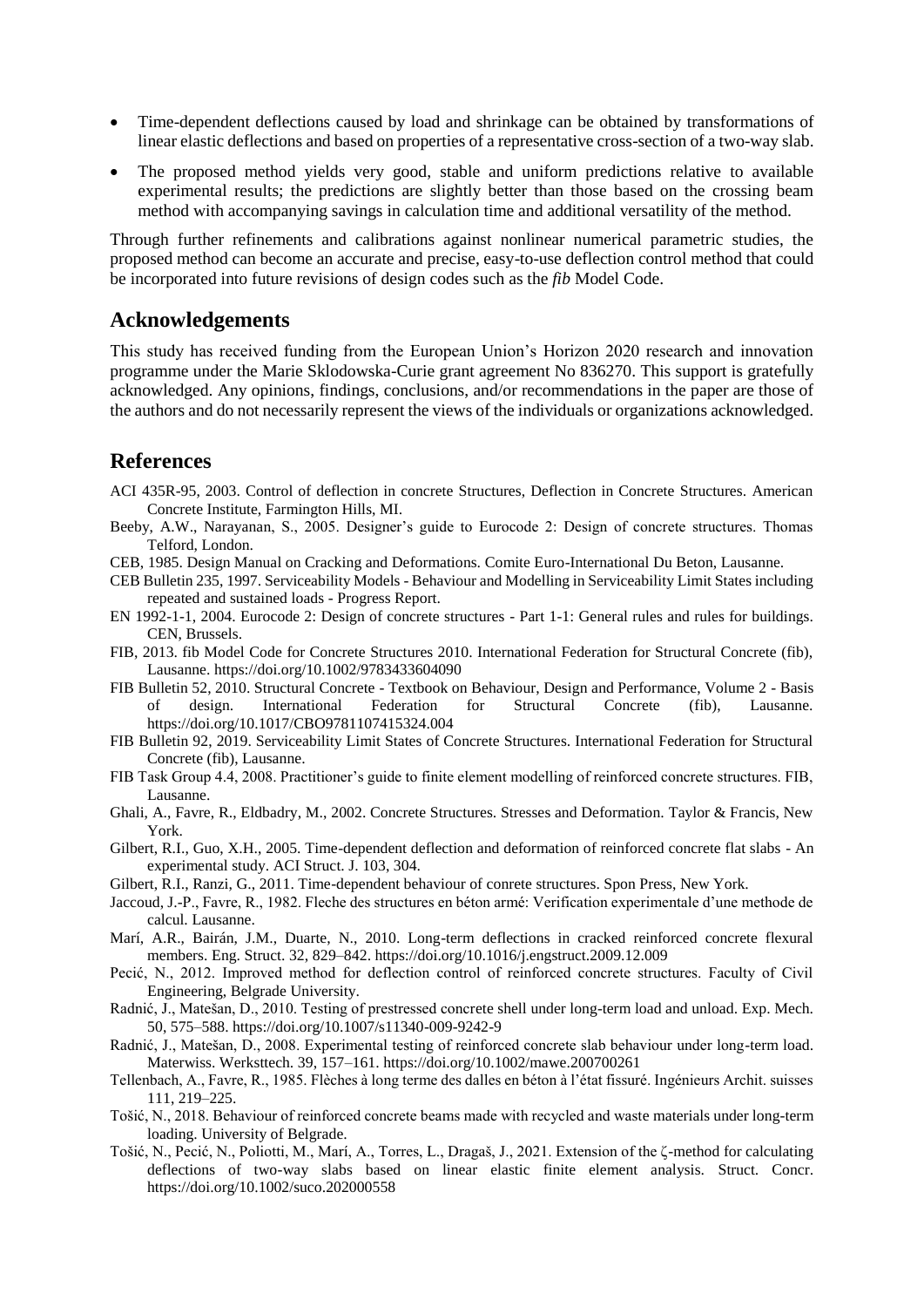- Time-dependent deflections caused by load and shrinkage can be obtained by transformations of linear elastic deflections and based on properties of a representative cross-section of a two-way slab.
- The proposed method yields very good, stable and uniform predictions relative to available experimental results; the predictions are slightly better than those based on the crossing beam method with accompanying savings in calculation time and additional versatility of the method.

Through further refinements and calibrations against nonlinear numerical parametric studies, the proposed method can become an accurate and precise, easy-to-use deflection control method that could be incorporated into future revisions of design codes such as the *fib* Model Code.

## Acknowledgements

This study has received funding from the European Union's Horizon 2020 research and innovation programme under the Marie Sklodowska-Curie grant agreement No 836270. This support is gratefully acknowledged. Any opinions, findings, conclusions, and/or recommendations in the paper are those of the authors and do not necessarily represent the views of the individuals or organizations acknowledged.

## References

ACI 435R-95, 2003. Control of deflection in concrete Structures, Deflection in Concrete Structures. American Concrete Institute, Farmington Hills, MI.

Beeby, A.W., Narayanan, S., 2005. Designer's guide to Eurocode 2: Design of concrete structures. Thomas Telford, London.

CEB, 1985. Design Manual on Cracking and Deformations. Comite Euro-International Du Beton, Lausanne.

CEB Bulletin 235, 1997. Serviceability Models - Behaviour and Modelling in Serviceability Limit States including repeated and sustained loads - Progress Report.

EN 1992-1-1, 2004. Eurocode 2: Design of concrete structures - Part 1-1: General rules and rules for buildings. CEN, Brussels.

FIB, 2013. fib Model Code for Concrete Structures 2010. International Federation for Structural Concrete (fib), Lausanne. https://doi.org/10.1002/9783433604090

FIB Bulletin 52, 2010. Structural Concrete - Textbook on Behaviour, Design and Performance, Volume 2 - Basis of design. International Federation for Structural Concrete (fib), Lausanne. https://doi.org/10.1017/CBO9781107415324.004

FIB Bulletin 92, 2019. Serviceability Limit States of Concrete Structures. International Federation for Structural Concrete (fib), Lausanne.

FIB Task Group 4.4, 2008. Practitioner's guide to finite element modelling of reinforced concrete structures. FIB, Lausanne.

Ghali, A., Favre, R., Eldbadry, M., 2002. Concrete Structures. Stresses and Deformation. Taylor & Francis, New York.

Gilbert, R.I., Guo, X.H., 2005. Time-dependent deflection and deformation of reinforced concrete flat slabs - An experimental study. ACI Struct. J. 103, 304.

Gilbert, R.I., Ranzi, G., 2011. Time-dependent behaviour of conrete structures. Spon Press, New York.

Jaccoud, J.-P., Favre, R., 1982. Fleche des structures en béton armé: Verification experimentale d'une methode de calcul. Lausanne.

Marí, A.R., Bairán, J.M., Duarte, N., 2010. Long-term deflections in cracked reinforced concrete flexural members. Eng. Struct. 32, 829–842. https://doi.org/10.1016/j.engstruct.2009.12.009

Pecić, N., 2012. Improved method for deflection control of reinforced concrete structures. Faculty of Civil Engineering, Belgrade University.

Radnić, J., Matešan, D., 2010. Testing of prestressed concrete shell under long-term load and unload. Exp. Mech. 50, 575–588. https://doi.org/10.1007/s11340-009-9242-9

Radnić, J., Matešan, D., 2008. Experimental testing of reinforced concrete slab behaviour under long-term load. Materwiss. Werksttech. 39, 157–161. https://doi.org/10.1002/mawe.200700261

Tellenbach, A., Favre, R., 1985. Flèches à long terme des dalles en béton à l'état fissuré. Ingénieurs Archit. suisses 111, 219–225.

Tošić, N., 2018. Behaviour of reinforced concrete beams made with recycled and waste materials under long-term loading. University of Belgrade.

Tošić, N., Pecić, N., Poliotti, M., Marí, A., Torres, L., Dragaš, J., 2021. Extension of the ζ-method for calculating deflections of two-way slabs based on linear elastic finite element analysis. Struct. Concr. https://doi.org/10.1002/suco.202000558